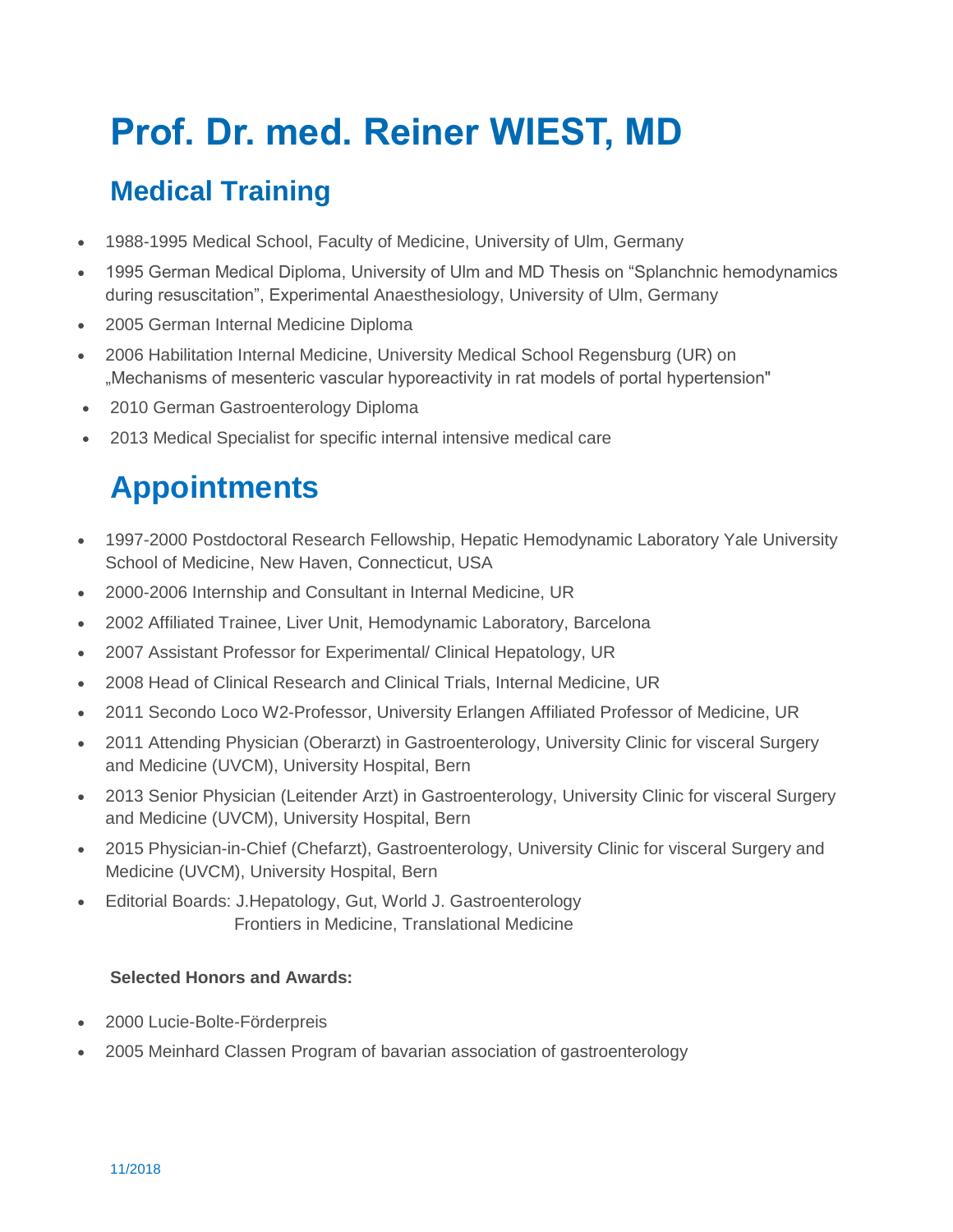# Prof. Dr. med. Reiner WIEST, MD

## Medical Training

- 1988-1995 Medical School, Faculty of Medicine, University of Ulm, Germany
- 1995 German Medical Diploma, University of Ulm and MD Thesis on "Splanchnic hemodynamics during resuscitation", Experimental Anaesthesiology, University of Ulm, Germany
- 2005 German Internal Medicine Diploma
- 2006 Habilitation Internal Medicine, University Medical School Regensburg (UR) on „Mechanisms of mesenteric vascular hyporeactivity in rat models of portal hypertension"
- 2010 German Gastroenterology Diploma
- 2013 Medical Specialist for specific internal intensive medical care

## Appointments

- 1997-2000 Postdoctoral Research Fellowship, Hepatic Hemodynamic Laboratory Yale University School of Medicine, New Haven, Connecticut, USA
- 2000-2006 Internship and Consultant in Internal Medicine, UR
- 2002 Affiliated Trainee, Liver Unit, Hemodynamic Laboratory, Barcelona
- 2007 Assistant Professor for Experimental/ Clinical Hepatology, UR
- 2008 Head of Clinical Research and Clinical Trials, Internal Medicine, UR
- 2011 Secondo Loco W2-Professor, University Erlangen Affiliated Professor of Medicine, UR
- 2011 Attending Physician (Oberarzt) in Gastroenterology, University Clinic for visceral Surgery and Medicine (UVCM), University Hospital, Bern
- 2013 Senior Physician (Leitender Arzt) in Gastroenterology, University Clinic for visceral Surgery and Medicine (UVCM), University Hospital, Bern
- 2015 Physician-in-Chief (Chefarzt), Gastroenterology, University Clinic for visceral Surgery and Medicine (UVCM), University Hospital, Bern
- Editorial Boards: J.Hepatology, Gut, World J. Gastroenterology
  Frontiers in Medicine, Translational Medicine

**Selected Honors and Awards:**

- 2000 Lucie-Bolte-Förderpreis
- 2005 Meinhard Classen Program of bavarian association of gastroenterology

11/2018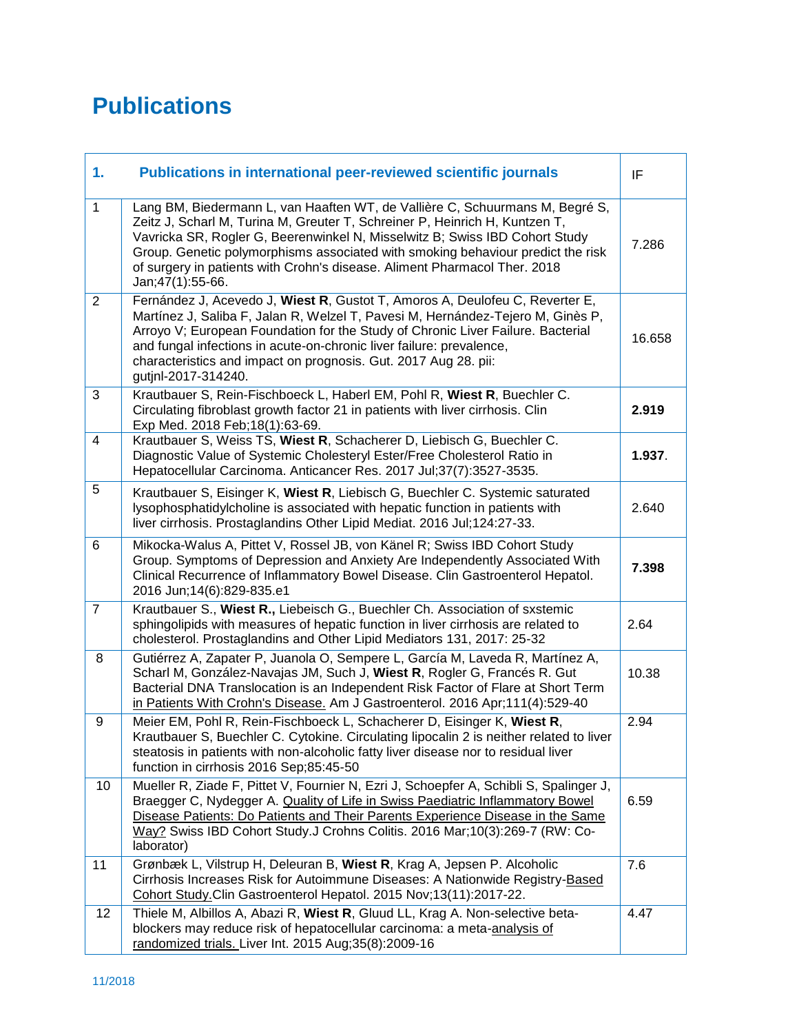# Publications

| 1. | **Publications in international peer-reviewed scientific journals** | IF |
|---|---|---|
| 1 | Lang BM, Biedermann L, van Haaften WT, de Vallière C, Schuurmans M, Begré S, Zeitz J, Scharl M, Turina M, Greuter T, Schreiner P, Heinrich H, Kuntzen T, Vavricka SR, Rogler G, Beerenwinkel N, Misselwitz B; Swiss IBD Cohort Study Group. Genetic polymorphisms associated with smoking behaviour predict the risk of surgery in patients with Crohn's disease. Aliment Pharmacol Ther. 2018 Jan;47(1):55-66. | 7.286 |
| 2 | Fernández J, Acevedo J, **Wiest R**, Gustot T, Amoros A, Deulofeu C, Reverter E, Martínez J, Saliba F, Jalan R, Welzel T, Pavesi M, Hernández-Tejero M, Ginès P, Arroyo V; European Foundation for the Study of Chronic Liver Failure. Bacterial and fungal infections in acute-on-chronic liver failure: prevalence, characteristics and impact on prognosis. Gut. 2017 Aug 28. pii: gutjnl-2017-314240. | 16.658 |
| 3 | Krautbauer S, Rein-Fischboeck L, Haberl EM, Pohl R, **Wiest R**, Buechler C. Circulating fibroblast growth factor 21 in patients with liver cirrhosis. Clin Exp Med. 2018 Feb;18(1):63-69. | **2.919** |
| 4 | Krautbauer S, Weiss TS, **Wiest R**, Schacherer D, Liebisch G, Buechler C. Diagnostic Value of Systemic Cholesteryl Ester/Free Cholesterol Ratio in Hepatocellular Carcinoma. Anticancer Res. 2017 Jul;37(7):3527-3535. | **1.937**. |
| 5 | Krautbauer S, Eisinger K, **Wiest R**, Liebisch G, Buechler C. Systemic saturated lysophosphatidylcholine is associated with hepatic function in patients with liver cirrhosis. Prostaglandins Other Lipid Mediat. 2016 Jul;124:27-33. | 2.640 |
| 6 | Mikocka-Walus A, Pittet V, Rossel JB, von Känel R; Swiss IBD Cohort Study Group. Symptoms of Depression and Anxiety Are Independently Associated With Clinical Recurrence of Inflammatory Bowel Disease. Clin Gastroenterol Hepatol. 2016 Jun;14(6):829-835.e1 | **7.398** |
| 7 | Krautbauer S., **Wiest R.,** Liebeisch G., Buechler Ch. Association of sxstemic sphingolipids with measures of hepatic function in liver cirrhosis are related to cholesterol. Prostaglandins and Other Lipid Mediators 131, 2017: 25-32 | 2.64 |
| 8 | Gutiérrez A, Zapater P, Juanola O, Sempere L, García M, Laveda R, Martínez A, Scharl M, González-Navajas JM, Such J, **Wiest R**, Rogler G, Francés R. Gut Bacterial DNA Translocation is an Independent Risk Factor of Flare at Short Term in Patients With Crohn's Disease. Am J Gastroenterol. 2016 Apr;111(4):529-40 | 10.38 |
| 9 | Meier EM, Pohl R, Rein-Fischboeck L, Schacherer D, Eisinger K, **Wiest R**, Krautbauer S, Buechler C. Cytokine. Circulating lipocalin 2 is neither related to liver steatosis in patients with non-alcoholic fatty liver disease nor to residual liver function in cirrhosis 2016 Sep;85:45-50 | 2.94 |
| 10 | Mueller R, Ziade F, Pittet V, Fournier N, Ezri J, Schoepfer A, Schibli S, Spalinger J, Braegger C, Nydegger A. Quality of Life in Swiss Paediatric Inflammatory Bowel Disease Patients: Do Patients and Their Parents Experience Disease in the Same Way? Swiss IBD Cohort Study.J Crohns Colitis. 2016 Mar;10(3):269-7 (RW: Co-laborator) | 6.59 |
| 11 | Grønbæk L, Vilstrup H, Deleuran B, **Wiest R**, Krag A, Jepsen P. Alcoholic Cirrhosis Increases Risk for Autoimmune Diseases: A Nationwide Registry-Based Cohort Study.Clin Gastroenterol Hepatol. 2015 Nov;13(11):2017-22. | 7.6 |
| 12 | Thiele M, Albillos A, Abazi R, **Wiest R**, Gluud LL, Krag A. Non-selective beta-blockers may reduce risk of hepatocellular carcinoma: a meta-analysis of randomized trials. Liver Int. 2015 Aug;35(8):2009-16 | 4.47 |

11/2018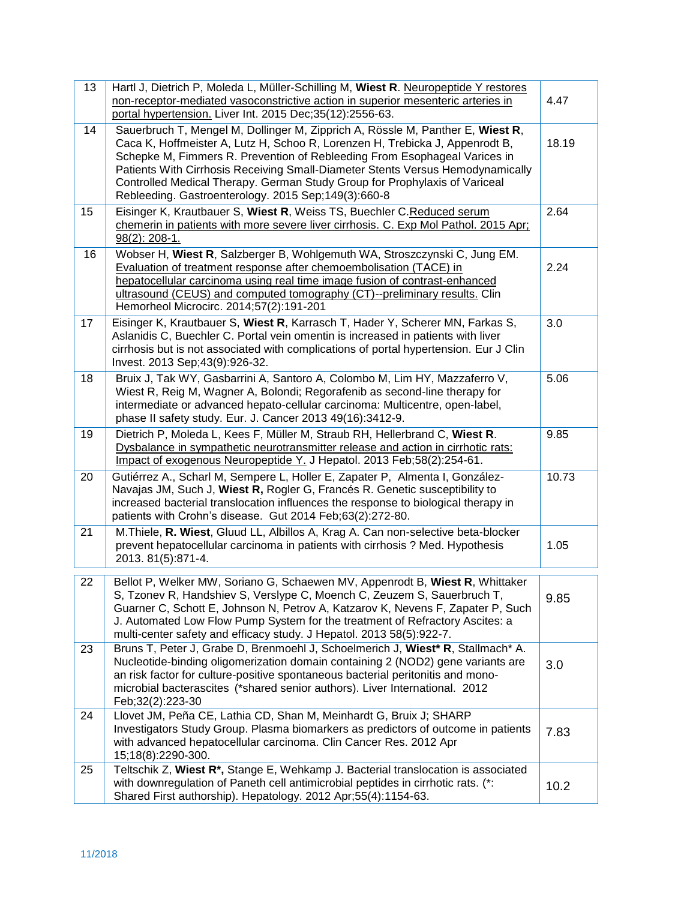| | | |
|---|---|---|
| 13 | Hartl J, Dietrich P, Moleda L, Müller-Schilling M, **Wiest R**. Neuropeptide Y restores non-receptor-mediated vasoconstrictive action in superior mesenteric arteries in portal hypertension. Liver Int. 2015 Dec;35(12):2556-63. | 4.47 |
| 14 | Sauerbruch T, Mengel M, Dollinger M, Zipprich A, Rössle M, Panther E, **Wiest R**, Caca K, Hoffmeister A, Lutz H, Schoo R, Lorenzen H, Trebicka J, Appenrodt B, Schepke M, Fimmers R. Prevention of Rebleeding From Esophageal Varices in Patients With Cirrhosis Receiving Small-Diameter Stents Versus Hemodynamically Controlled Medical Therapy. German Study Group for Prophylaxis of Variceal Rebleeding. Gastroenterology. 2015 Sep;149(3):660-8 | 18.19 |
| 15 | Eisinger K, Krautbauer S, **Wiest R**, Weiss TS, Buechler C.Reduced serum chemerin in patients with more severe liver cirrhosis. C. Exp Mol Pathol. 2015 Apr; 98(2): 208-1. | 2.64 |
| 16 | Wobser H, **Wiest R**, Salzberger B, Wohlgemuth WA, Stroszczynski C, Jung EM. Evaluation of treatment response after chemoembolisation (TACE) in hepatocellular carcinoma using real time image fusion of contrast-enhanced ultrasound (CEUS) and computed tomography (CT)--preliminary results. Clin Hemorheol Microcirc. 2014;57(2):191-201 | 2.24 |
| 17 | Eisinger K, Krautbauer S, **Wiest R**, Karrasch T, Hader Y, Scherer MN, Farkas S, Aslanidis C, Buechler C. Portal vein omentin is increased in patients with liver cirrhosis but is not associated with complications of portal hypertension. Eur J Clin Invest. 2013 Sep;43(9):926-32. | 3.0 |
| 18 | Bruix J, Tak WY, Gasbarrini A, Santoro A, Colombo M, Lim HY, Mazzaferro V, Wiest R, Reig M, Wagner A, Bolondi; Regorafenib as second-line therapy for intermediate or advanced hepato-cellular carcinoma: Multicentre, open-label, phase II safety study. Eur. J. Cancer 2013 49(16):3412-9. | 5.06 |
| 19 | Dietrich P, Moleda L, Kees F, Müller M, Straub RH, Hellerbrand C, **Wiest R**. Dysbalance in sympathetic neurotransmitter release and action in cirrhotic rats: Impact of exogenous Neuropeptide Y. J Hepatol. 2013 Feb;58(2):254-61. | 9.85 |
| 20 | Gutiérrez A., Scharl M, Sempere L, Holler E, Zapater P, Almenta I, González-Navajas JM, Such J, **Wiest R,** Rogler G, Francés R. Genetic susceptibility to increased bacterial translocation influences the response to biological therapy in patients with Crohn's disease. Gut 2014 Feb;63(2):272-80. | 10.73 |
| 21 | M.Thiele, **R. Wiest**, Gluud LL, Albillos A, Krag A. Can non-selective beta-blocker prevent hepatocellular carcinoma in patients with cirrhosis ? Med. Hypothesis 2013. 81(5):871-4. | 1.05 |
| 22 | Bellot P, Welker MW, Soriano G, Schaewen MV, Appenrodt B, **Wiest R**, Whittaker S, Tzonev R, Handshiev S, Verslype C, Moench C, Zeuzem S, Sauerbruch T, Guarner C, Schott E, Johnson N, Petrov A, Katzarov K, Nevens F, Zapater P, Such J. Automated Low Flow Pump System for the treatment of Refractory Ascites: a multi-center safety and efficacy study. J Hepatol. 2013 58(5):922-7. | 9.85 |
| 23 | Bruns T, Peter J, Grabe D, Brenmoehl J, Schoelmerich J, **Wiest* R**, Stallmach* A. Nucleotide-binding oligomerization domain containing 2 (NOD2) gene variants are an risk factor for culture-positive spontaneous bacterial peritonitis and mono-microbial bacterascites (*shared senior authors). Liver International. 2012 Feb;32(2):223-30 | 3.0 |
| 24 | Llovet JM, Peña CE, Lathia CD, Shan M, Meinhardt G, Bruix J; SHARP Investigators Study Group. Plasma biomarkers as predictors of outcome in patients with advanced hepatocellular carcinoma. Clin Cancer Res. 2012 Apr 15;18(8):2290-300. | 7.83 |
| 25 | Teltschik Z, **Wiest R*,** Stange E, Wehkamp J. Bacterial translocation is associated with downregulation of Paneth cell antimicrobial peptides in cirrhotic rats. (*: Shared First authorship). Hepatology. 2012 Apr;55(4):1154-63. | 10.2 |

11/2018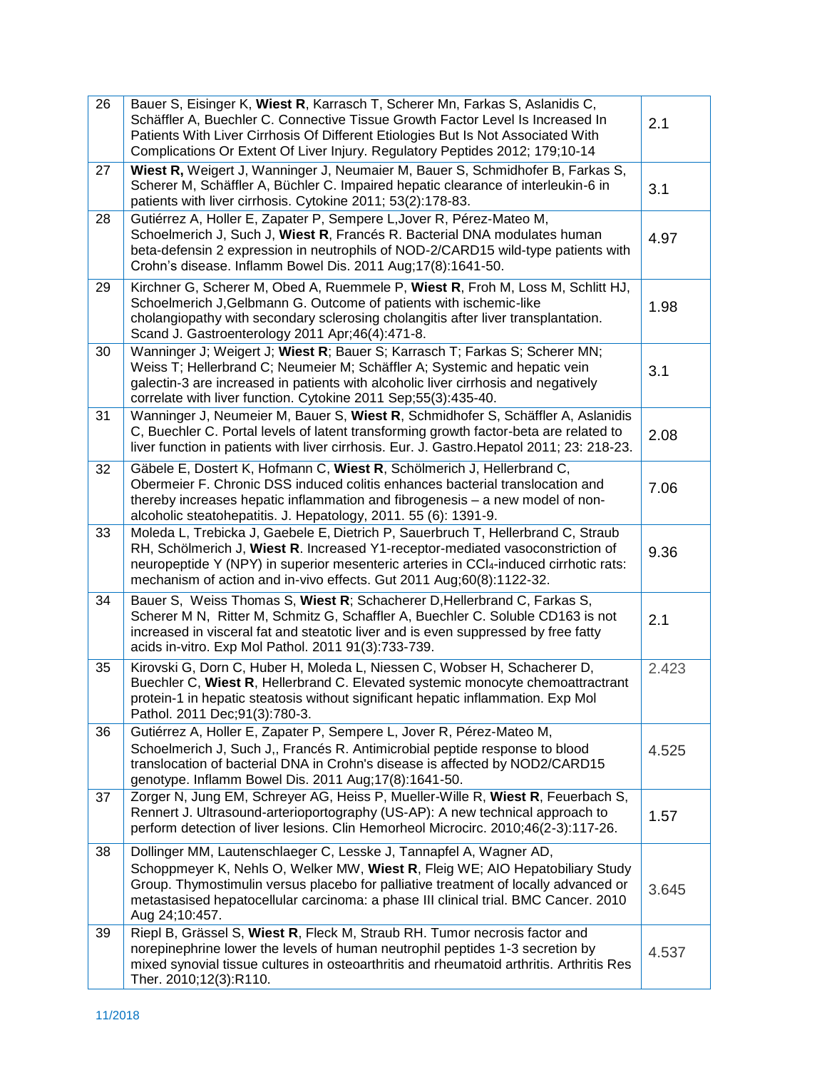| | | |
|---|---|---|
| 26 | Bauer S, Eisinger K, **Wiest R**, Karrasch T, Scherer Mn, Farkas S, Aslanidis C, Schäffler A, Buechler C. Connective Tissue Growth Factor Level Is Increased In Patients With Liver Cirrhosis Of Different Etiologies But Is Not Associated With Complications Or Extent Of Liver Injury. Regulatory Peptides 2012; 179;10-14 | 2.1 |
| 27 | **Wiest R,** Weigert J, Wanninger J, Neumaier M, Bauer S, Schmidhofer B, Farkas S, Scherer M, Schäffler A, Büchler C. Impaired hepatic clearance of interleukin-6 in patients with liver cirrhosis. Cytokine 2011; 53(2):178-83. | 3.1 |
| 28 | Gutiérrez A, Holler E, Zapater P, Sempere L,Jover R, Pérez-Mateo M, Schoelmerich J, Such J, **Wiest R**, Francés R. Bacterial DNA modulates human beta-defensin 2 expression in neutrophils of NOD-2/CARD15 wild-type patients with Crohn's disease. Inflamm Bowel Dis. 2011 Aug;17(8):1641-50. | 4.97 |
| 29 | Kirchner G, Scherer M, Obed A, Ruemmele P, **Wiest R**, Froh M, Loss M, Schlitt HJ, Schoelmerich J,Gelbmann G. Outcome of patients with ischemic-like cholangiopathy with secondary sclerosing cholangitis after liver transplantation. Scand J. Gastroenterology 2011 Apr;46(4):471-8. | 1.98 |
| 30 | Wanninger J; Weigert J; **Wiest R**; Bauer S; Karrasch T; Farkas S; Scherer MN; Weiss T; Hellerbrand C; Neumeier M; Schäffler A; Systemic and hepatic vein galectin-3 are increased in patients with alcoholic liver cirrhosis and negatively correlate with liver function. Cytokine 2011 Sep;55(3):435-40. | 3.1 |
| 31 | Wanninger J, Neumeier M, Bauer S, **Wiest R**, Schmidhofer S, Schäffler A, Aslanidis C, Buechler C. Portal levels of latent transforming growth factor-beta are related to liver function in patients with liver cirrhosis. Eur. J. Gastro.Hepatol 2011; 23: 218-23. | 2.08 |
| 32 | Gäbele E, Dostert K, Hofmann C, **Wiest R**, Schölmerich J, Hellerbrand C, Obermeier F. Chronic DSS induced colitis enhances bacterial translocation and thereby increases hepatic inflammation and fibrogenesis – a new model of non-alcoholic steatohepatitis. J. Hepatology, 2011. 55 (6): 1391-9. | 7.06 |
| 33 | Moleda L, Trebicka J, Gaebele E, Dietrich P, Sauerbruch T, Hellerbrand C, Straub RH, Schölmerich J, **Wiest R**. Increased Y1-receptor-mediated vasoconstriction of neuropeptide Y (NPY) in superior mesenteric arteries in $CCl_4$-induced cirrhotic rats: mechanism of action and in-vivo effects. Gut 2011 Aug;60(8):1122-32. | 9.36 |
| 34 | Bauer S, Weiss Thomas S, **Wiest R**; Schacherer D,Hellerbrand C, Farkas S, Scherer M N, Ritter M, Schmitz G, Schaffler A, Buechler C. Soluble CD163 is not increased in visceral fat and steatotic liver and is even suppressed by free fatty acids in-vitro. Exp Mol Pathol. 2011 91(3):733-739. | 2.1 |
| 35 | Kirovski G, Dorn C, Huber H, Moleda L, Niessen C, Wobser H, Schacherer D, Buechler C, **Wiest R**, Hellerbrand C. Elevated systemic monocyte chemoattractrant protein-1 in hepatic steatosis without significant hepatic inflammation. Exp Mol Pathol. 2011 Dec;91(3):780-3. | 2.423 |
| 36 | Gutiérrez A, Holler E, Zapater P, Sempere L, Jover R, Pérez-Mateo M, Schoelmerich J, Such J,, Francés R. Antimicrobial peptide response to blood translocation of bacterial DNA in Crohn's disease is affected by NOD2/CARD15 genotype. Inflamm Bowel Dis. 2011 Aug;17(8):1641-50. | 4.525 |
| 37 | Zorger N, Jung EM, Schreyer AG, Heiss P, Mueller-Wille R, **Wiest R**, Feuerbach S, Rennert J. Ultrasound-arterioportography (US-AP): A new technical approach to perform detection of liver lesions. Clin Hemorheol Microcirc. 2010;46(2-3):117-26. | 1.57 |
| 38 | Dollinger MM, Lautenschlaeger C, Lesske J, Tannapfel A, Wagner AD, Schoppmeyer K, Nehls O, Welker MW, **Wiest R**, Fleig WE; AIO Hepatobiliary Study Group. Thymostimulin versus placebo for palliative treatment of locally advanced or metastasised hepatocellular carcinoma: a phase III clinical trial. BMC Cancer. 2010 Aug 24;10:457. | 3.645 |
| 39 | Riepl B, Grässel S, **Wiest R**, Fleck M, Straub RH. Tumor necrosis factor and norepinephrine lower the levels of human neutrophil peptides 1-3 secretion by mixed synovial tissue cultures in osteoarthritis and rheumatoid arthritis. Arthritis Res Ther. 2010;12(3):R110. | 4.537 |

11/2018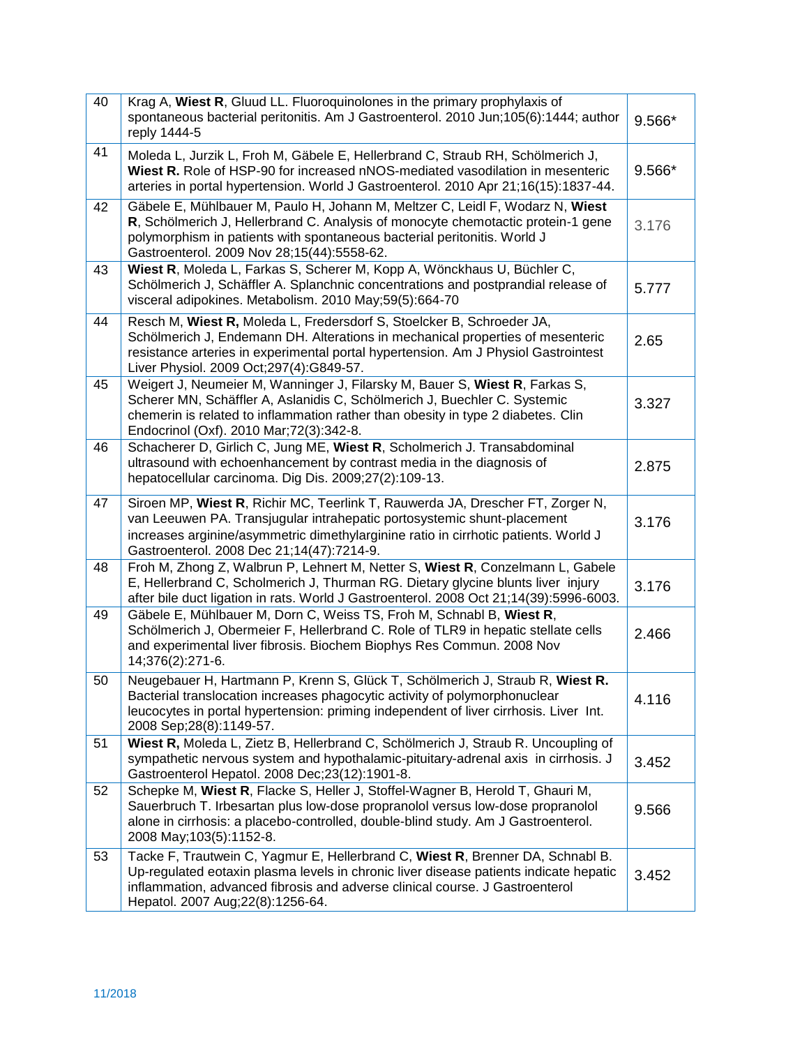| | | |
|---|---|---|
| 40 | Krag A, **Wiest R**, Gluud LL. Fluoroquinolones in the primary prophylaxis of spontaneous bacterial peritonitis. Am J Gastroenterol. 2010 Jun;105(6):1444; author reply 1444-5 | 9.566* |
| 41 | Moleda L, Jurzik L, Froh M, Gäbele E, Hellerbrand C, Straub RH, Schölmerich J, **Wiest R.** Role of HSP-90 for increased nNOS-mediated vasodilation in mesenteric arteries in portal hypertension. World J Gastroenterol. 2010 Apr 21;16(15):1837-44. | 9.566* |
| 42 | Gäbele E, Mühlbauer M, Paulo H, Johann M, Meltzer C, Leidl F, Wodarz N, **Wiest R**, Schölmerich J, Hellerbrand C. Analysis of monocyte chemotactic protein-1 gene polymorphism in patients with spontaneous bacterial peritonitis. World J Gastroenterol. 2009 Nov 28;15(44):5558-62. | 3.176 |
| 43 | **Wiest R**, Moleda L, Farkas S, Scherer M, Kopp A, Wönckhaus U, Büchler C, Schölmerich J, Schäffler A. Splanchnic concentrations and postprandial release of visceral adipokines. Metabolism. 2010 May;59(5):664-70 | 5.777 |
| 44 | Resch M, **Wiest R,** Moleda L, Fredersdorf S, Stoelcker B, Schroeder JA, Schölmerich J, Endemann DH. Alterations in mechanical properties of mesenteric resistance arteries in experimental portal hypertension. Am J Physiol Gastrointest Liver Physiol. 2009 Oct;297(4):G849-57. | 2.65 |
| 45 | Weigert J, Neumeier M, Wanninger J, Filarsky M, Bauer S, **Wiest R**, Farkas S, Scherer MN, Schäffler A, Aslanidis C, Schölmerich J, Buechler C. Systemic chemerin is related to inflammation rather than obesity in type 2 diabetes. Clin Endocrinol (Oxf). 2010 Mar;72(3):342-8. | 3.327 |
| 46 | Schacherer D, Girlich C, Jung ME, **Wiest R**, Scholmerich J. Transabdominal ultrasound with echoenhancement by contrast media in the diagnosis of hepatocellular carcinoma. Dig Dis. 2009;27(2):109-13. | 2.875 |
| 47 | Siroen MP, **Wiest R**, Richir MC, Teerlink T, Rauwerda JA, Drescher FT, Zorger N, van Leeuwen PA. Transjugular intrahepatic portosystemic shunt-placement increases arginine/asymmetric dimethylarginine ratio in cirrhotic patients. World J Gastroenterol. 2008 Dec 21;14(47):7214-9. | 3.176 |
| 48 | Froh M, Zhong Z, Walbrun P, Lehnert M, Netter S, **Wiest R**, Conzelmann L, Gabele E, Hellerbrand C, Scholmerich J, Thurman RG. Dietary glycine blunts liver injury after bile duct ligation in rats. World J Gastroenterol. 2008 Oct 21;14(39):5996-6003. | 3.176 |
| 49 | Gäbele E, Mühlbauer M, Dorn C, Weiss TS, Froh M, Schnabl B, **Wiest R**, Schölmerich J, Obermeier F, Hellerbrand C. Role of TLR9 in hepatic stellate cells and experimental liver fibrosis. Biochem Biophys Res Commun. 2008 Nov 14;376(2):271-6. | 2.466 |
| 50 | Neugebauer H, Hartmann P, Krenn S, Glück T, Schölmerich J, Straub R, **Wiest R.** Bacterial translocation increases phagocytic activity of polymorphonuclear leucocytes in portal hypertension: priming independent of liver cirrhosis. Liver Int. 2008 Sep;28(8):1149-57. | 4.116 |
| 51 | **Wiest R,** Moleda L, Zietz B, Hellerbrand C, Schölmerich J, Straub R. Uncoupling of sympathetic nervous system and hypothalamic-pituitary-adrenal axis in cirrhosis. J Gastroenterol Hepatol. 2008 Dec;23(12):1901-8. | 3.452 |
| 52 | Schepke M, **Wiest R**, Flacke S, Heller J, Stoffel-Wagner B, Herold T, Ghauri M, Sauerbruch T. Irbesartan plus low-dose propranolol versus low-dose propranolol alone in cirrhosis: a placebo-controlled, double-blind study. Am J Gastroenterol. 2008 May;103(5):1152-8. | 9.566 |
| 53 | Tacke F, Trautwein C, Yagmur E, Hellerbrand C, **Wiest R**, Brenner DA, Schnabl B. Up-regulated eotaxin plasma levels in chronic liver disease patients indicate hepatic inflammation, advanced fibrosis and adverse clinical course. J Gastroenterol Hepatol. 2007 Aug;22(8):1256-64. | 3.452 |

11/2018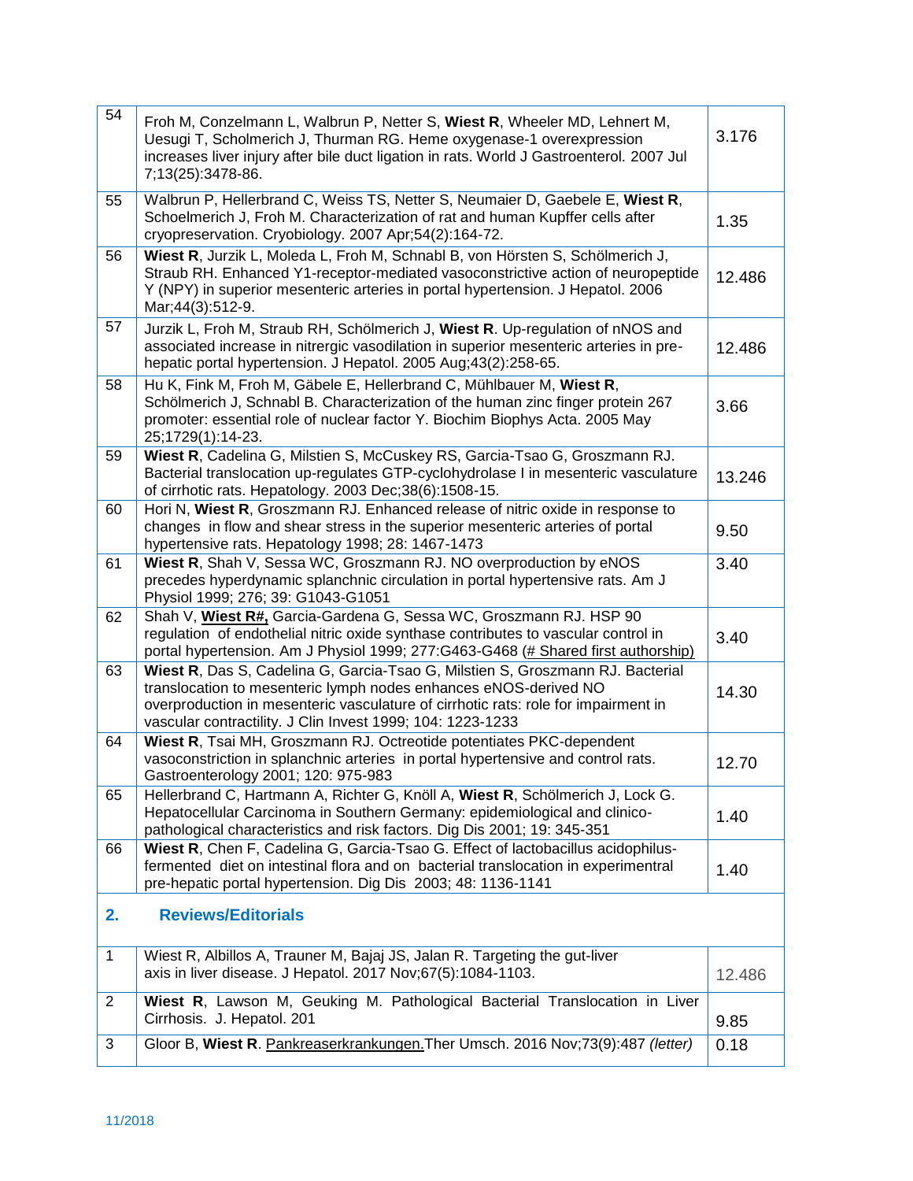| | | |
|---|---|---|
| 54 | Froh M, Conzelmann L, Walbrun P, Netter S, **Wiest R**, Wheeler MD, Lehnert M, Uesugi T, Scholmerich J, Thurman RG. Heme oxygenase-1 overexpression increases liver injury after bile duct ligation in rats. World J Gastroenterol. 2007 Jul 7;13(25):3478-86. | 3.176 |
| 55 | Walbrun P, Hellerbrand C, Weiss TS, Netter S, Neumaier D, Gaebele E, **Wiest R**, Schoelmerich J, Froh M. Characterization of rat and human Kupffer cells after cryopreservation. Cryobiology. 2007 Apr;54(2):164-72. | 1.35 |
| 56 | **Wiest R**, Jurzik L, Moleda L, Froh M, Schnabl B, von Hörsten S, Schölmerich J, Straub RH. Enhanced Y1-receptor-mediated vasoconstrictive action of neuropeptide Y (NPY) in superior mesenteric arteries in portal hypertension. J Hepatol. 2006 Mar;44(3):512-9. | 12.486 |
| 57 | Jurzik L, Froh M, Straub RH, Schölmerich J, **Wiest R**. Up-regulation of nNOS and associated increase in nitrergic vasodilation in superior mesenteric arteries in pre-hepatic portal hypertension. J Hepatol. 2005 Aug;43(2):258-65. | 12.486 |
| 58 | Hu K, Fink M, Froh M, Gäbele E, Hellerbrand C, Mühlbauer M, **Wiest R**, Schölmerich J, Schnabl B. Characterization of the human zinc finger protein 267 promoter: essential role of nuclear factor Y. Biochim Biophys Acta. 2005 May 25;1729(1):14-23. | 3.66 |
| 59 | **Wiest R**, Cadelina G, Milstien S, McCuskey RS, Garcia-Tsao G, Groszmann RJ. Bacterial translocation up-regulates GTP-cyclohydrolase I in mesenteric vasculature of cirrhotic rats. Hepatology. 2003 Dec;38(6):1508-15. | 13.246 |
| 60 | Hori N, **Wiest R**, Groszmann RJ. Enhanced release of nitric oxide in response to changes in flow and shear stress in the superior mesenteric arteries of portal hypertensive rats. Hepatology 1998; 28: 1467-1473 | 9.50 |
| 61 | **Wiest R**, Shah V, Sessa WC, Groszmann RJ. NO overproduction by eNOS precedes hyperdynamic splanchnic circulation in portal hypertensive rats. Am J Physiol 1999; 276; 39: G1043-G1051 | 3.40 |
| 62 | Shah V, **Wiest R#,** Garcia-Gardena G, Sessa WC, Groszmann RJ. HSP 90 regulation of endothelial nitric oxide synthase contributes to vascular control in portal hypertension. Am J Physiol 1999; 277:G463-G468 (# Shared first authorship) | 3.40 |
| 63 | **Wiest R**, Das S, Cadelina G, Garcia-Tsao G, Milstien S, Groszmann RJ. Bacterial translocation to mesenteric lymph nodes enhances eNOS-derived NO overproduction in mesenteric vasculature of cirrhotic rats: role for impairment in vascular contractility. J Clin Invest 1999; 104: 1223-1233 | 14.30 |
| 64 | **Wiest R**, Tsai MH, Groszmann RJ. Octreotide potentiates PKC-dependent vasoconstriction in splanchnic arteries in portal hypertensive and control rats. Gastroenterology 2001; 120: 975-983 | 12.70 |
| 65 | Hellerbrand C, Hartmann A, Richter G, Knöll A, **Wiest R**, Schölmerich J, Lock G. Hepatocellular Carcinoma in Southern Germany: epidemiological and clinico-pathological characteristics and risk factors. Dig Dis 2001; 19: 345-351 | 1.40 |
| 66 | **Wiest R**, Chen F, Cadelina G, Garcia-Tsao G. Effect of lactobacillus acidophilus-fermented diet on intestinal flora and on bacterial translocation in experimentral pre-hepatic portal hypertension. Dig Dis 2003; 48: 1136-1141 | 1.40 |

## 2. Reviews/Editorials

| | | |
|---|---|---|
| 1 | Wiest R, Albillos A, Trauner M, Bajaj JS, Jalan R. Targeting the gut-liver axis in liver disease. J Hepatol. 2017 Nov;67(5):1084-1103. | 12.486 |
| 2 | **Wiest R**, Lawson M, Geuking M. Pathological Bacterial Translocation in Liver Cirrhosis. J. Hepatol. 201 | 9.85 |
| 3 | Gloor B, **Wiest R**. Pankreaserkrankungen.Ther Umsch. 2016 Nov;73(9):487 *(letter)* | 0.18 |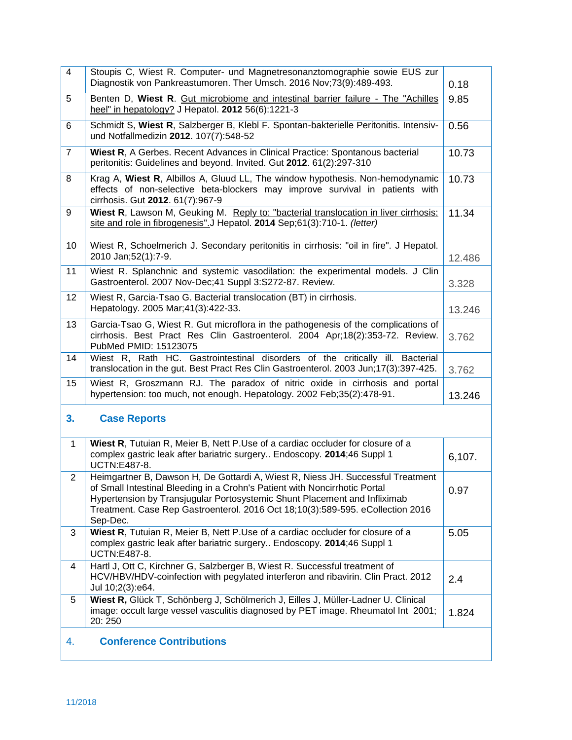| 4 | Stoupis C, Wiest R. Computer- und Magnetresonanztomographie sowie EUS zur Diagnostik von Pankreastumoren. Ther Umsch. 2016 Nov;73(9):489-493. | 0.18 |
|---|---|---|
| 5 | Benten D, **Wiest R**. Gut microbiome and intestinal barrier failure - The "Achilles heel" in hepatology? J Hepatol. **2012** 56(6):1221-3 | 9.85 |
| 6 | Schmidt S, **Wiest R**, Salzberger B, Klebl F. Spontan-bakterielle Peritonitis. Intensiv- und Notfallmedizin **2012**. 107(7):548-52 | 0.56 |
| 7 | **Wiest R**, A Gerbes. Recent Advances in Clinical Practice: Spontanous bacterial peritonitis: Guidelines and beyond. Invited. Gut **2012**. 61(2):297-310 | 10.73 |
| 8 | Krag A, **Wiest R**, Albillos A, Gluud LL, The window hypothesis. Non-hemodynamic effects of non-selective beta-blockers may improve survival in patients with cirrhosis. Gut **2012**. 61(7):967-9 | 10.73 |
| 9 | **Wiest R**, Lawson M, Geuking M. Reply to: "bacterial translocation in liver cirrhosis: site and role in fibrogenesis".J Hepatol. **2014** Sep;61(3):710-1. *(letter)* | 11.34 |
| 10 | Wiest R, Schoelmerich J. Secondary peritonitis in cirrhosis: "oil in fire". J Hepatol. 2010 Jan;52(1):7-9. | 12.486 |
| 11 | Wiest R. Splanchnic and systemic vasodilation: the experimental models. J Clin Gastroenterol. 2007 Nov-Dec;41 Suppl 3:S272-87. Review. | 3.328 |
| 12 | Wiest R, Garcia-Tsao G. Bacterial translocation (BT) in cirrhosis. Hepatology. 2005 Mar;41(3):422-33. | 13.246 |
| 13 | Garcia-Tsao G, Wiest R. Gut microflora in the pathogenesis of the complications of cirrhosis. Best Pract Res Clin Gastroenterol. 2004 Apr;18(2):353-72. Review. PubMed PMID: 15123075 | 3.762 |
| 14 | Wiest R, Rath HC. Gastrointestinal disorders of the critically ill. Bacterial translocation in the gut. Best Pract Res Clin Gastroenterol. 2003 Jun;17(3):397-425. | 3.762 |
| 15 | Wiest R, Groszmann RJ. The paradox of nitric oxide in cirrhosis and portal hypertension: too much, not enough. Hepatology. 2002 Feb;35(2):478-91. | 13.246 |

## 3. Case Reports

| 1 | **Wiest R**, Tutuian R, Meier B, Nett P.Use of a cardiac occluder for closure of a complex gastric leak after bariatric surgery.. Endoscopy. **2014**;46 Suppl 1 UCTN:E487-8. | 6,107. |
|---|---|---|
| 2 | Heimgartner B, Dawson H, De Gottardi A, Wiest R, Niess JH. Successful Treatment of Small Intestinal Bleeding in a Crohn's Patient with Noncirrhotic Portal Hypertension by Transjugular Portosystemic Shunt Placement and Infliximab Treatment. Case Rep Gastroenterol. 2016 Oct 18;10(3):589-595. eCollection 2016 Sep-Dec. | 0.97 |
| 3 | **Wiest R**, Tutuian R, Meier B, Nett P.Use of a cardiac occluder for closure of a complex gastric leak after bariatric surgery.. Endoscopy. **2014**;46 Suppl 1 UCTN:E487-8. | 5.05 |
| 4 | Hartl J, Ott C, Kirchner G, Salzberger B, Wiest R. Successful treatment of HCV/HBV/HDV-coinfection with pegylated interferon and ribavirin. Clin Pract. 2012 Jul 10;2(3):e64. | 2.4 |
| 5 | **Wiest R,** Glück T, Schönberg J, Schölmerich J, Eilles J, Müller-Ladner U. Clinical image: occult large vessel vasculitis diagnosed by PET image. Rheumatol Int 2001; 20: 250 | 1.824 |

## 4. Conference Contributions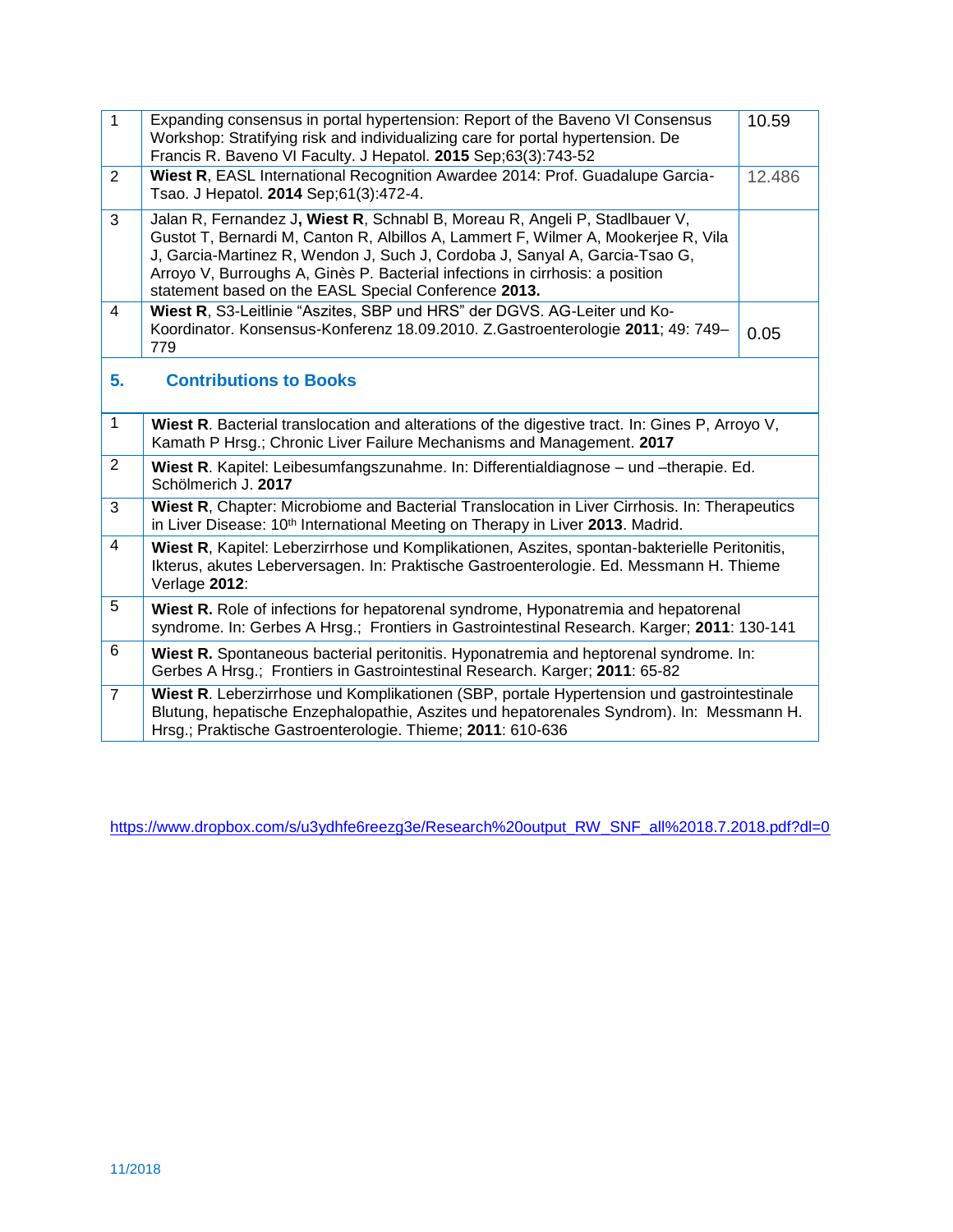| | | |
|---|---|---|
| 1 | Expanding consensus in portal hypertension: Report of the Baveno VI Consensus Workshop: Stratifying risk and individualizing care for portal hypertension. De Francis R. Baveno VI Faculty. J Hepatol. **2015** Sep;63(3):743-52 | 10.59 |
| 2 | **Wiest R**, EASL International Recognition Awardee 2014: Prof. Guadalupe Garcia-Tsao. J Hepatol. **2014** Sep;61(3):472-4. | 12.486 |
| 3 | Jalan R, Fernandez J**, Wiest R**, Schnabl B, Moreau R, Angeli P, Stadlbauer V, Gustot T, Bernardi M, Canton R, Albillos A, Lammert F, Wilmer A, Mookerjee R, Vila J, Garcia-Martinez R, Wendon J, Such J, Cordoba J, Sanyal A, Garcia-Tsao G, Arroyo V, Burroughs A, Ginès P. Bacterial infections in cirrhosis: a position statement based on the EASL Special Conference **2013.** | |
| 4 | **Wiest R**, S3-Leitlinie "Aszites, SBP und HRS" der DGVS. AG-Leiter und Ko-Koordinator. Konsensus-Konferenz 18.09.2010. Z.Gastroenterologie **2011**; 49: 749–779 | 0.05 |

## 5. Contributions to Books

| | |
|---|---|
| 1 | **Wiest R**. Bacterial translocation and alterations of the digestive tract. In: Gines P, Arroyo V, Kamath P Hrsg.; Chronic Liver Failure Mechanisms and Management. **2017** |
| 2 | **Wiest R**. Kapitel: Leibesumfangszunahme. In: Differentialdiagnose – und –therapie. Ed. Schölmerich J. **2017** |
| 3 | **Wiest R**, Chapter: Microbiome and Bacterial Translocation in Liver Cirrhosis. In: Therapeutics in Liver Disease: 10th International Meeting on Therapy in Liver **2013**. Madrid. |
| 4 | **Wiest R**, Kapitel: Leberzirrhose und Komplikationen, Aszites, spontan-bakterielle Peritonitis, Ikterus, akutes Leberversagen. In: Praktische Gastroenterologie. Ed. Messmann H. Thieme Verlage **2012**: |
| 5 | **Wiest R.** Role of infections for hepatorenal syndrome, Hyponatremia and hepatorenal syndrome. In: Gerbes A Hrsg.; Frontiers in Gastrointestinal Research. Karger; **2011**: 130-141 |
| 6 | **Wiest R.** Spontaneous bacterial peritonitis. Hyponatremia and heptorenal syndrome. In: Gerbes A Hrsg.; Frontiers in Gastrointestinal Research. Karger; **2011**: 65-82 |
| 7 | **Wiest R**. Leberzirrhose und Komplikationen (SBP, portale Hypertension und gastrointestinale Blutung, hepatische Enzephalopathie, Aszites und hepatorenales Syndrom). In: Messmann H. Hrsg.; Praktische Gastroenterologie. Thieme; **2011**: 610-636 |

https://www.dropbox.com/s/u3ydhfe6reezg3e/Research%20output_RW_SNF_all%2018.7.2018.pdf?dl=0